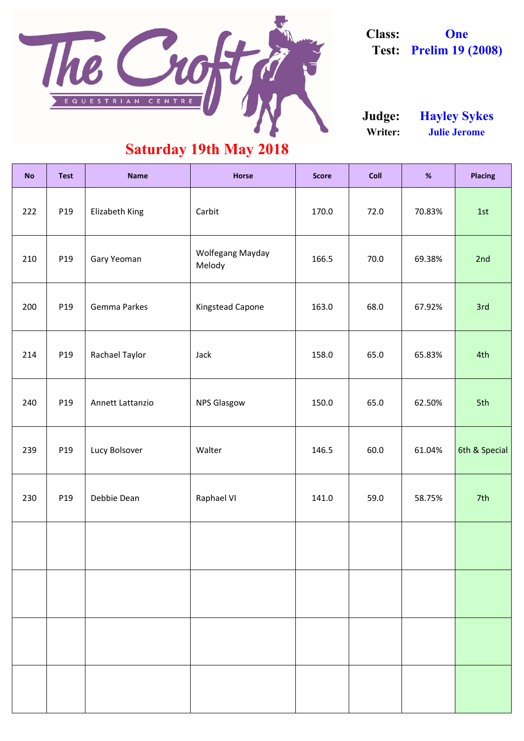# The Croft Equestrian Centre

**Class:** One
**Test:** Prelim 19 (2008)

**Judge:** Hayley Sykes
**Writer:** Julie Jerome

## Saturday 19th May 2018

| No | Test | Name | Horse | Score | Coll | % | Placing |
|---|---|---|---|---|---|---|---|
| 222 | P19 | Elizabeth King | Carbit | 170.0 | 72.0 | 70.83% | 1st |
| 210 | P19 | Gary Yeoman | Wolfegang Mayday Melody | 166.5 | 70.0 | 69.38% | 2nd |
| 200 | P19 | Gemma Parkes | Kingstead Capone | 163.0 | 68.0 | 67.92% | 3rd |
| 214 | P19 | Rachael Taylor | Jack | 158.0 | 65.0 | 65.83% | 4th |
| 240 | P19 | Annett Lattanzio | NPS Glasgow | 150.0 | 65.0 | 62.50% | 5th |
| 239 | P19 | Lucy Bolsover | Walter | 146.5 | 60.0 | 61.04% | 6th & Special |
| 230 | P19 | Debbie Dean | Raphael VI | 141.0 | 59.0 | 58.75% | 7th |
| | | | | | | | |
| | | | | | | | |
| | | | | | | | |
| | | | | | | | |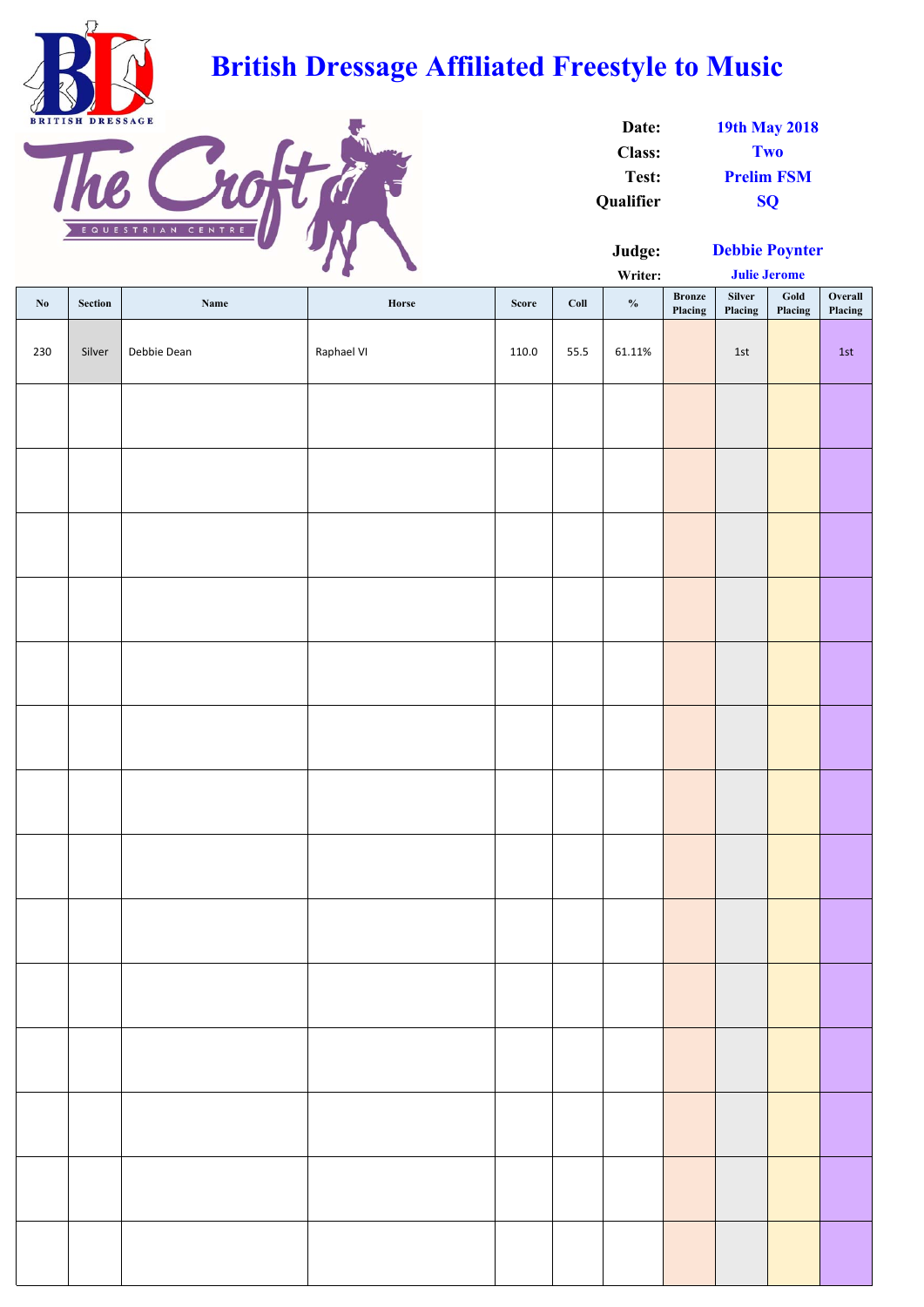# British Dressage Affiliated Freestyle to Music

**Date:** 19th May 2018
**Class:** Two
**Test:** Prelim FSM
**Qualifier** SQ

**Judge:** Debbie Poynter
**Writer:** Julie Jerome

| No | Section | Name | Horse | Score | Coll | % | Bronze Placing | Silver Placing | Gold Placing | Overall Placing |
|---|---|---|---|---|---|---|---|---|---|---|
| 230 | Silver | Debbie Dean | Raphael VI | 110.0 | 55.5 | 61.11% | | 1st | | 1st |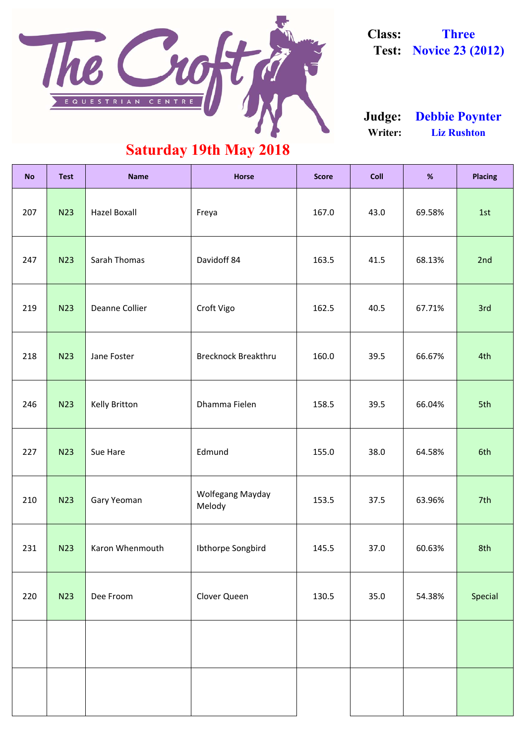The Croft Equestrian Centre

**Class:** Three
**Test:** Novice 23 (2012)

**Judge:** Debbie Poynter
**Writer:** Liz Rushton

## Saturday 19th May 2018

| No | Test | Name | Horse | Score | Coll | % | Placing |
|---|---|---|---|---|---|---|---|
| 207 | N23 | Hazel Boxall | Freya | 167.0 | 43.0 | 69.58% | 1st |
| 247 | N23 | Sarah Thomas | Davidoff 84 | 163.5 | 41.5 | 68.13% | 2nd |
| 219 | N23 | Deanne Collier | Croft Vigo | 162.5 | 40.5 | 67.71% | 3rd |
| 218 | N23 | Jane Foster | Brecknock Breakthru | 160.0 | 39.5 | 66.67% | 4th |
| 246 | N23 | Kelly Britton | Dhamma Fielen | 158.5 | 39.5 | 66.04% | 5th |
| 227 | N23 | Sue Hare | Edmund | 155.0 | 38.0 | 64.58% | 6th |
| 210 | N23 | Gary Yeoman | Wolfegang Mayday Melody | 153.5 | 37.5 | 63.96% | 7th |
| 231 | N23 | Karon Whenmouth | Ibthorpe Songbird | 145.5 | 37.0 | 60.63% | 8th |
| 220 | N23 | Dee Froom | Clover Queen | 130.5 | 35.0 | 54.38% | Special |
| | | | | | | | |
| | | | | | | | |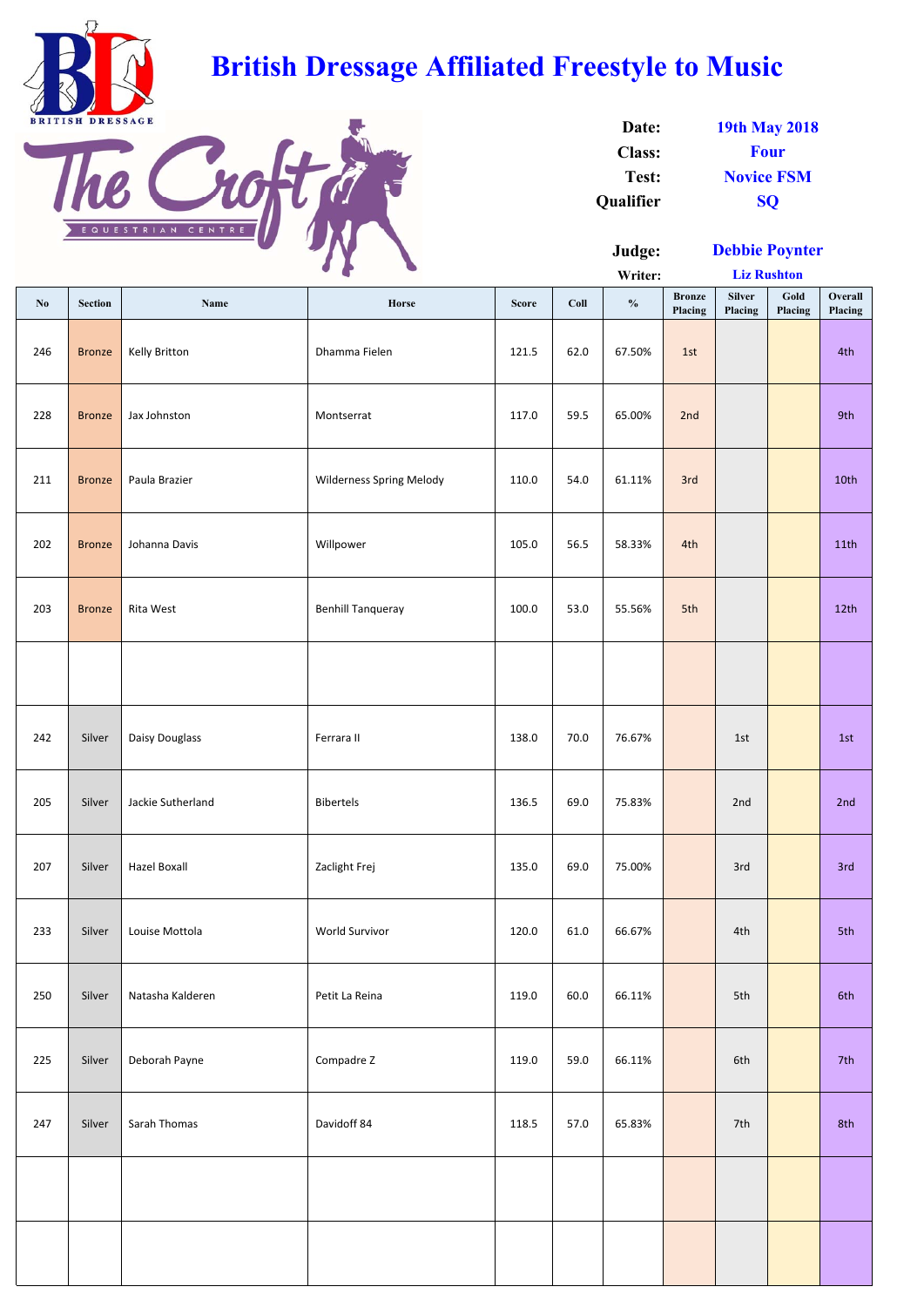# British Dressage Affiliated Freestyle to Music

**Date:** 19th May 2018
**Class:** Four
**Test:** Novice FSM
**Qualifier** SQ

**Judge:** Debbie Poynter
**Writer:** Liz Rushton

| No | Section | Name | Horse | Score | Coll | % | Bronze Placing | Silver Placing | Gold Placing | Overall Placing |
|---|---|---|---|---|---|---|---|---|---|---|
| 246 | Bronze | Kelly Britton | Dhamma Fielen | 121.5 | 62.0 | 67.50% | 1st | | | 4th |
| 228 | Bronze | Jax Johnston | Montserrat | 117.0 | 59.5 | 65.00% | 2nd | | | 9th |
| 211 | Bronze | Paula Brazier | Wilderness Spring Melody | 110.0 | 54.0 | 61.11% | 3rd | | | 10th |
| 202 | Bronze | Johanna Davis | Willpower | 105.0 | 56.5 | 58.33% | 4th | | | 11th |
| 203 | Bronze | Rita West | Benhill Tanqueray | 100.0 | 53.0 | 55.56% | 5th | | | 12th |
| | | | | | | | | | | |
| 242 | Silver | Daisy Douglass | Ferrara II | 138.0 | 70.0 | 76.67% | | 1st | | 1st |
| 205 | Silver | Jackie Sutherland | Bibertels | 136.5 | 69.0 | 75.83% | | 2nd | | 2nd |
| 207 | Silver | Hazel Boxall | Zaclight Frej | 135.0 | 69.0 | 75.00% | | 3rd | | 3rd |
| 233 | Silver | Louise Mottola | World Survivor | 120.0 | 61.0 | 66.67% | | 4th | | 5th |
| 250 | Silver | Natasha Kalderen | Petit La Reina | 119.0 | 60.0 | 66.11% | | 5th | | 6th |
| 225 | Silver | Deborah Payne | Compadre Z | 119.0 | 59.0 | 66.11% | | 6th | | 7th |
| 247 | Silver | Sarah Thomas | Davidoff 84 | 118.5 | 57.0 | 65.83% | | 7th | | 8th |
| | | | | | | | | | | |
| | | | | | | | | | | |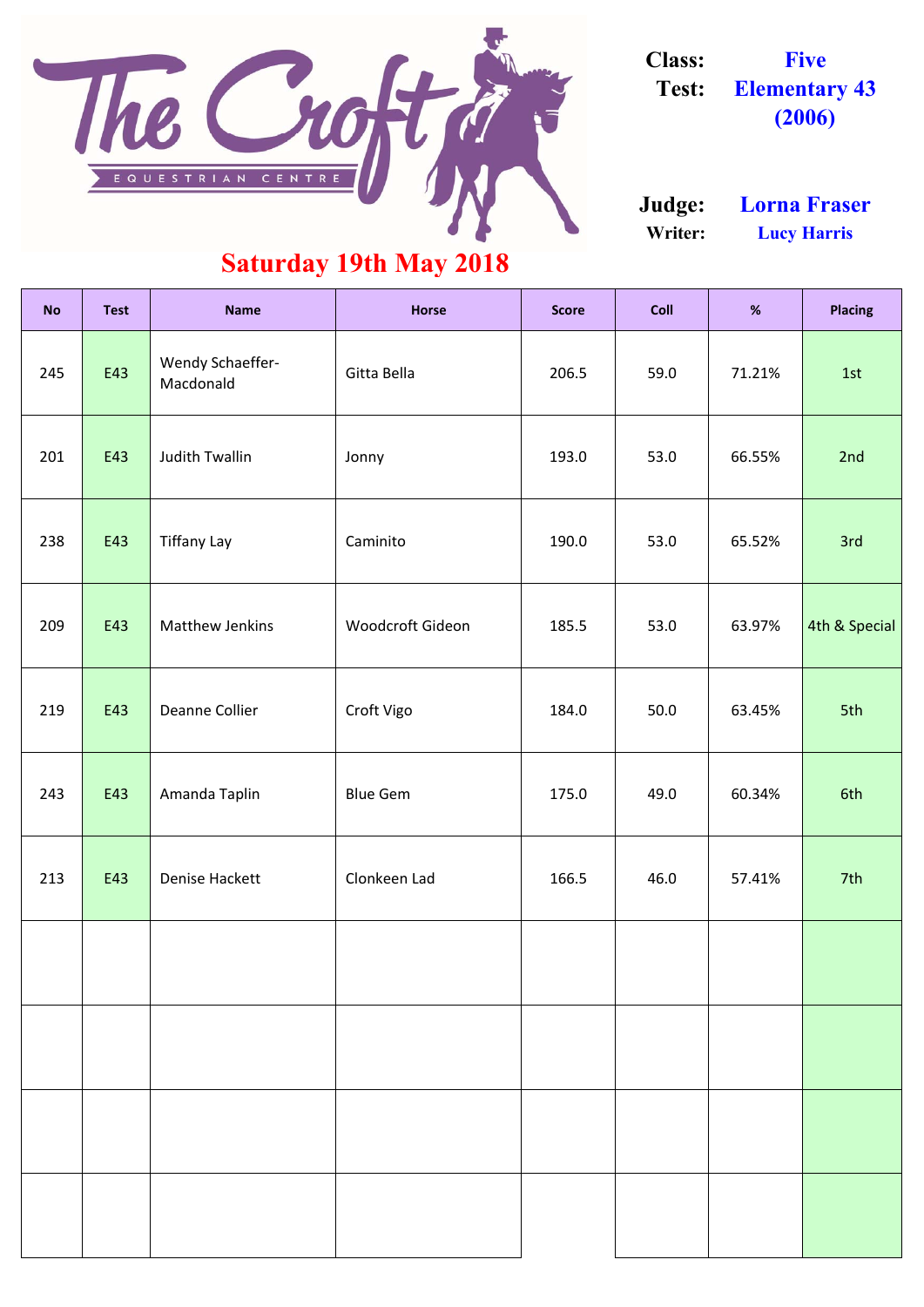The Croft Equestrian Centre

**Class:** Five
**Test:** Elementary 43 (2006)

**Judge:** Lorna Fraser
**Writer:** Lucy Harris

## Saturday 19th May 2018

| No | Test | Name | Horse | Score | Coll | % | Placing |
|---|---|---|---|---|---|---|---|
| 245 | E43 | Wendy Schaeffer-Macdonald | Gitta Bella | 206.5 | 59.0 | 71.21% | 1st |
| 201 | E43 | Judith Twallin | Jonny | 193.0 | 53.0 | 66.55% | 2nd |
| 238 | E43 | Tiffany Lay | Caminito | 190.0 | 53.0 | 65.52% | 3rd |
| 209 | E43 | Matthew Jenkins | Woodcroft Gideon | 185.5 | 53.0 | 63.97% | 4th & Special |
| 219 | E43 | Deanne Collier | Croft Vigo | 184.0 | 50.0 | 63.45% | 5th |
| 243 | E43 | Amanda Taplin | Blue Gem | 175.0 | 49.0 | 60.34% | 6th |
| 213 | E43 | Denise Hackett | Clonkeen Lad | 166.5 | 46.0 | 57.41% | 7th |
| | | | | | | | |
| | | | | | | | |
| | | | | | | | |
| | | | | | | | |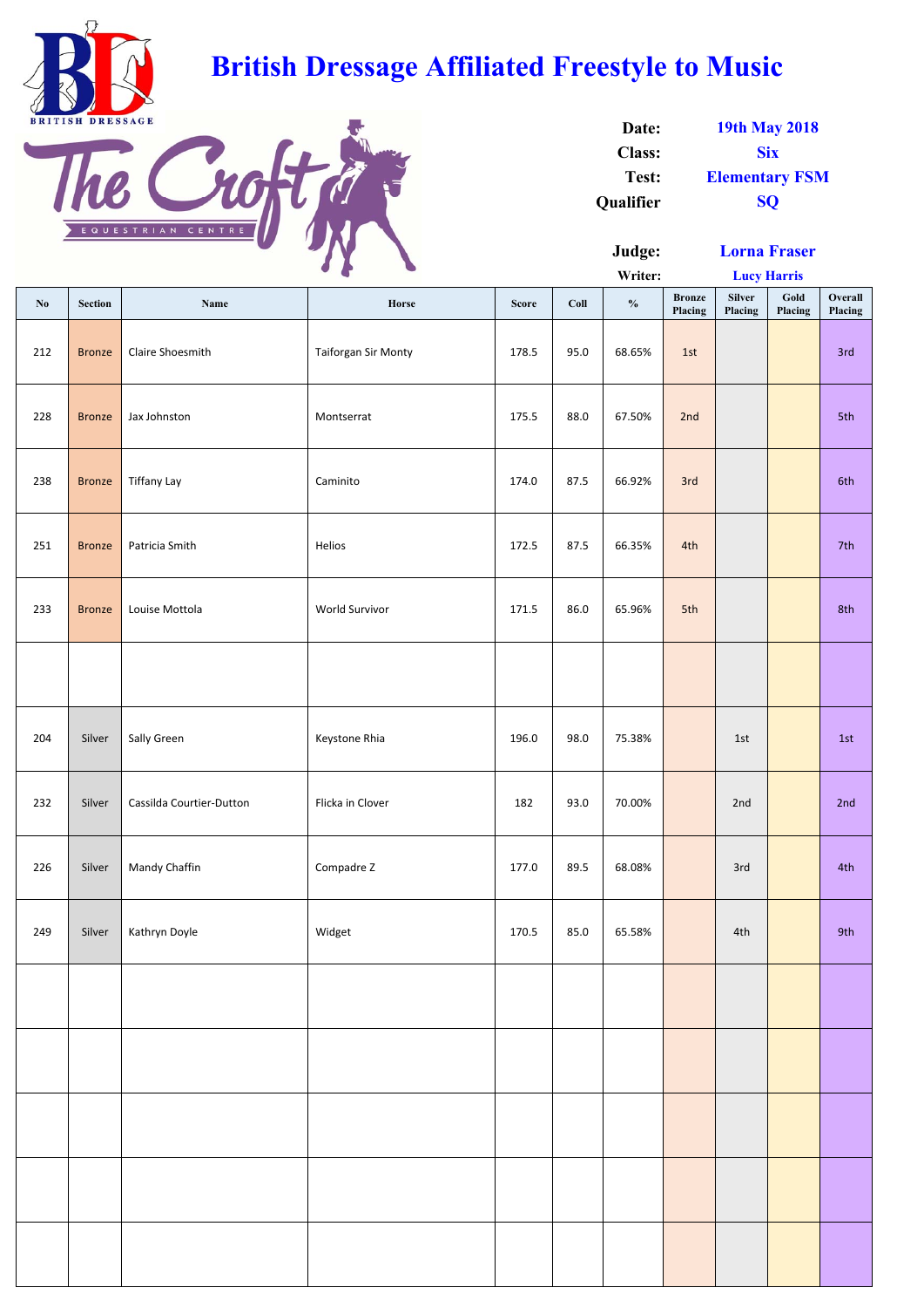# British Dressage Affiliated Freestyle to Music

**Date:** 19th May 2018
**Class:** Six
**Test:** Elementary FSM
**Qualifier:** SQ

**Judge:** Lorna Fraser
**Writer:** Lucy Harris

| No | Section | Name | Horse | Score | Coll | % | Bronze Placing | Silver Placing | Gold Placing | Overall Placing |
|---|---|---|---|---|---|---|---|---|---|---|
| 212 | Bronze | Claire Shoesmith | Taiforgan Sir Monty | 178.5 | 95.0 | 68.65% | 1st | | | 3rd |
| 228 | Bronze | Jax Johnston | Montserrat | 175.5 | 88.0 | 67.50% | 2nd | | | 5th |
| 238 | Bronze | Tiffany Lay | Caminito | 174.0 | 87.5 | 66.92% | 3rd | | | 6th |
| 251 | Bronze | Patricia Smith | Helios | 172.5 | 87.5 | 66.35% | 4th | | | 7th |
| 233 | Bronze | Louise Mottola | World Survivor | 171.5 | 86.0 | 65.96% | 5th | | | 8th |
| | | | | | | | | | | |
| 204 | Silver | Sally Green | Keystone Rhia | 196.0 | 98.0 | 75.38% | | 1st | | 1st |
| 232 | Silver | Cassilda Courtier-Dutton | Flicka in Clover | 182 | 93.0 | 70.00% | | 2nd | | 2nd |
| 226 | Silver | Mandy Chaffin | Compadre Z | 177.0 | 89.5 | 68.08% | | 3rd | | 4th |
| 249 | Silver | Kathryn Doyle | Widget | 170.5 | 85.0 | 65.58% | | 4th | | 9th |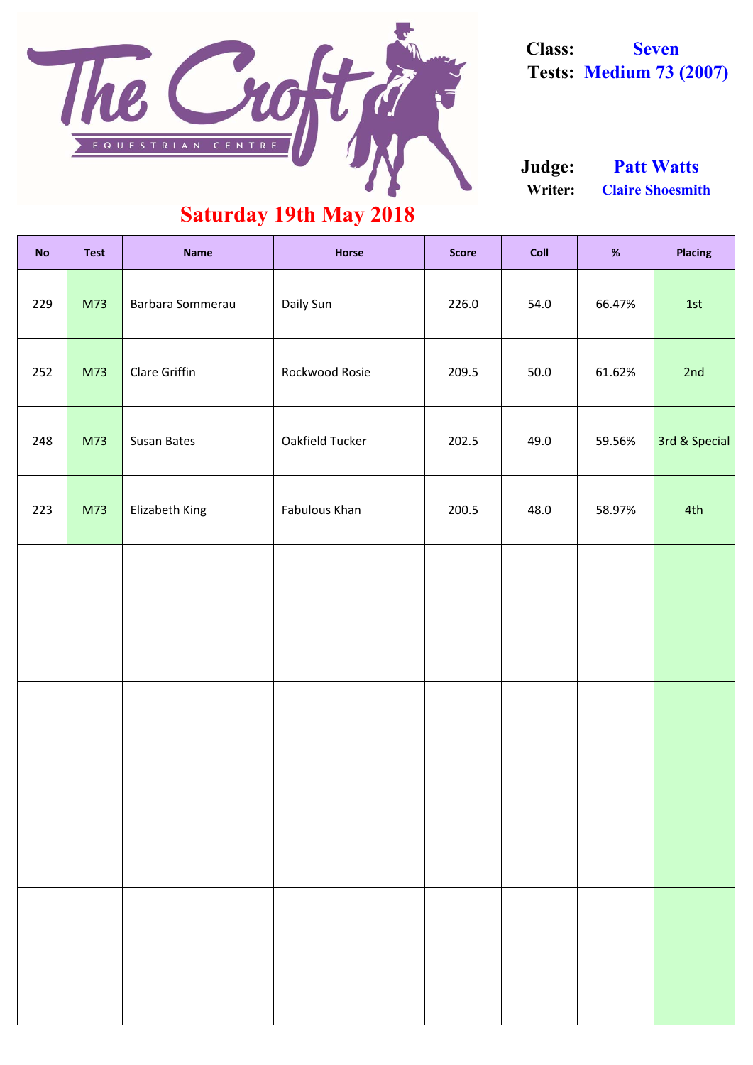The Croft EQUESTRIAN CENTRE

**Class:** Seven
**Tests:** Medium 73 (2007)

**Judge:** Patt Watts
**Writer:** Claire Shoesmith

## Saturday 19th May 2018

| No | Test | Name | Horse | Score | Coll | % | Placing |
|---|---|---|---|---|---|---|---|
| 229 | M73 | Barbara Sommerau | Daily Sun | 226.0 | 54.0 | 66.47% | 1st |
| 252 | M73 | Clare Griffin | Rockwood Rosie | 209.5 | 50.0 | 61.62% | 2nd |
| 248 | M73 | Susan Bates | Oakfield Tucker | 202.5 | 49.0 | 59.56% | 3rd & Special |
| 223 | M73 | Elizabeth King | Fabulous Khan | 200.5 | 48.0 | 58.97% | 4th |
| | | | | | | | |
| | | | | | | | |
| | | | | | | | |
| | | | | | | | |
| | | | | | | | |
| | | | | | | | |
| | | | | | | | |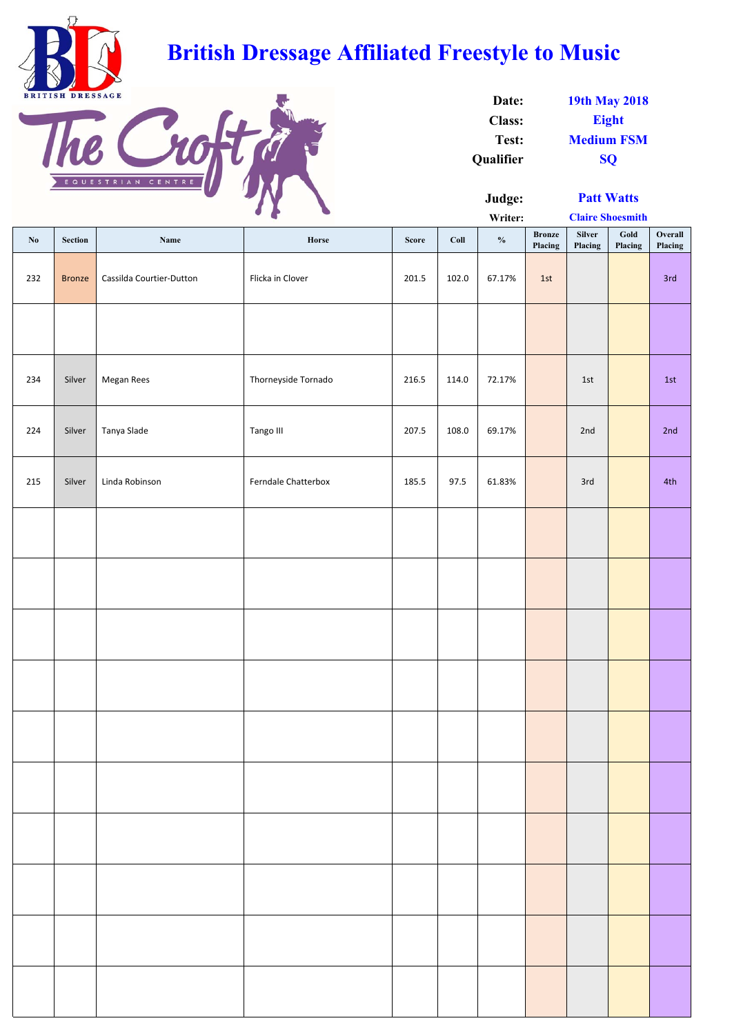# British Dressage Affiliated Freestyle to Music

**Date:** 19th May 2018
**Class:** Eight
**Test:** Medium FSM
**Qualifier:** SQ

**Judge:** Patt Watts
**Writer:** Claire Shoesmith

| No | Section | Name | Horse | Score | Coll | % | Bronze Placing | Silver Placing | Gold Placing | Overall Placing |
|---|---|---|---|---|---|---|---|---|---|---|
| 232 | Bronze | Cassilda Courtier-Dutton | Flicka in Clover | 201.5 | 102.0 | 67.17% | 1st | | | 3rd |
| | | | | | | | | | | |
| 234 | Silver | Megan Rees | Thorneyside Tornado | 216.5 | 114.0 | 72.17% | | 1st | | 1st |
| 224 | Silver | Tanya Slade | Tango III | 207.5 | 108.0 | 69.17% | | 2nd | | 2nd |
| 215 | Silver | Linda Robinson | Ferndale Chatterbox | 185.5 | 97.5 | 61.83% | | 3rd | | 4th |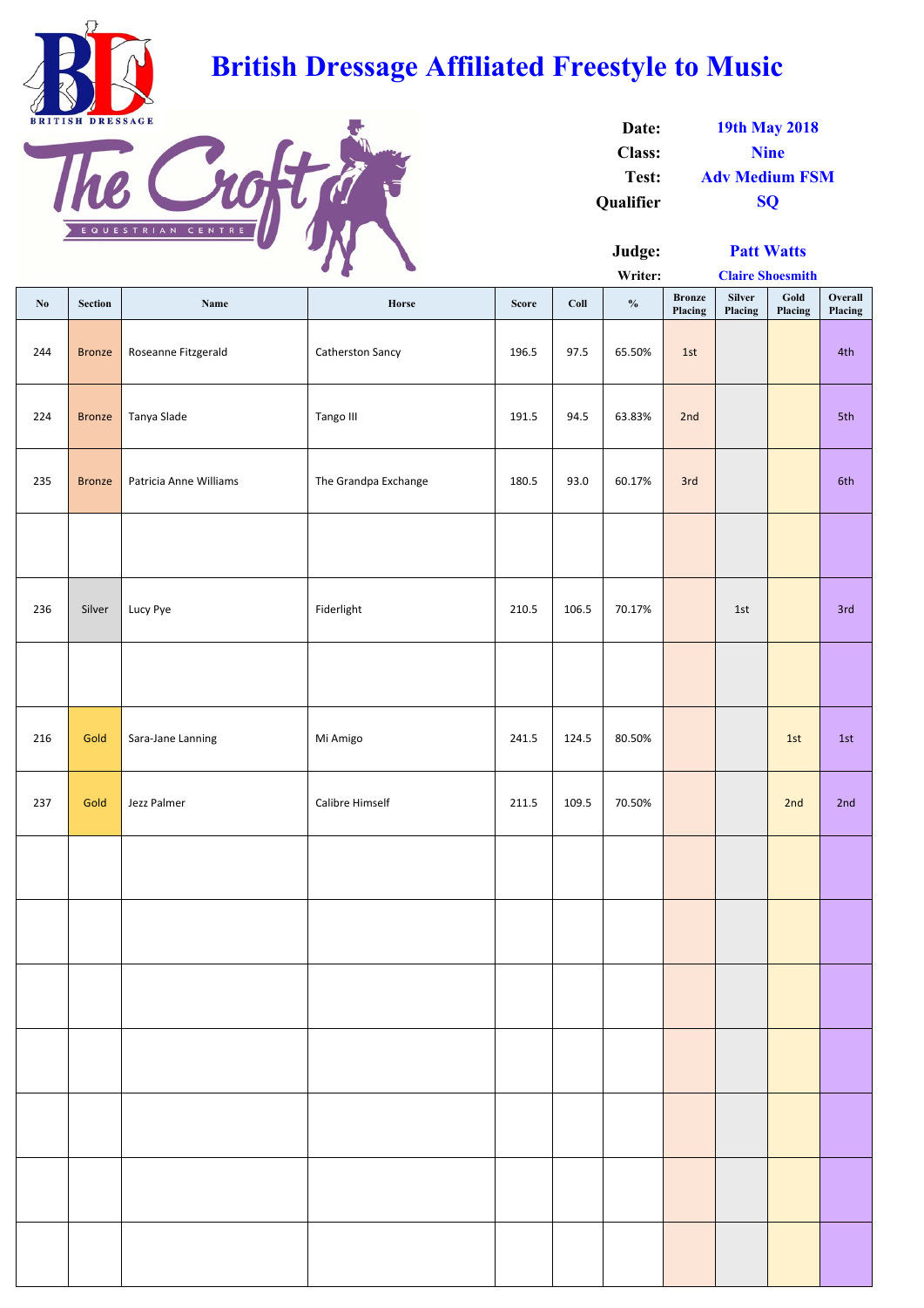# British Dressage Affiliated Freestyle to Music

**Date:** 19th May 2018
**Class:** Nine
**Test:** Adv Medium FSM
**Qualifier** SQ

**Judge:** Patt Watts
**Writer:** Claire Shoesmith

| No | Section | Name | Horse | Score | Coll | % | Bronze Placing | Silver Placing | Gold Placing | Overall Placing |
|---|---|---|---|---|---|---|---|---|---|---|
| 244 | Bronze | Roseanne Fitzgerald | Catherston Sancy | 196.5 | 97.5 | 65.50% | 1st | | | 4th |
| 224 | Bronze | Tanya Slade | Tango III | 191.5 | 94.5 | 63.83% | 2nd | | | 5th |
| 235 | Bronze | Patricia Anne Williams | The Grandpa Exchange | 180.5 | 93.0 | 60.17% | 3rd | | | 6th |
| | | | | | | | | | | |
| 236 | Silver | Lucy Pye | Fiderlight | 210.5 | 106.5 | 70.17% | | 1st | | 3rd |
| | | | | | | | | | | |
| 216 | Gold | Sara-Jane Lanning | Mi Amigo | 241.5 | 124.5 | 80.50% | | | 1st | 1st |
| 237 | Gold | Jezz Palmer | Calibre Himself | 211.5 | 109.5 | 70.50% | | | 2nd | 2nd |
| | | | | | | | | | | |
| | | | | | | | | | | |
| | | | | | | | | | | |
| | | | | | | | | | | |
| | | | | | | | | | | |
| | | | | | | | | | | |
| | | | | | | | | | | |